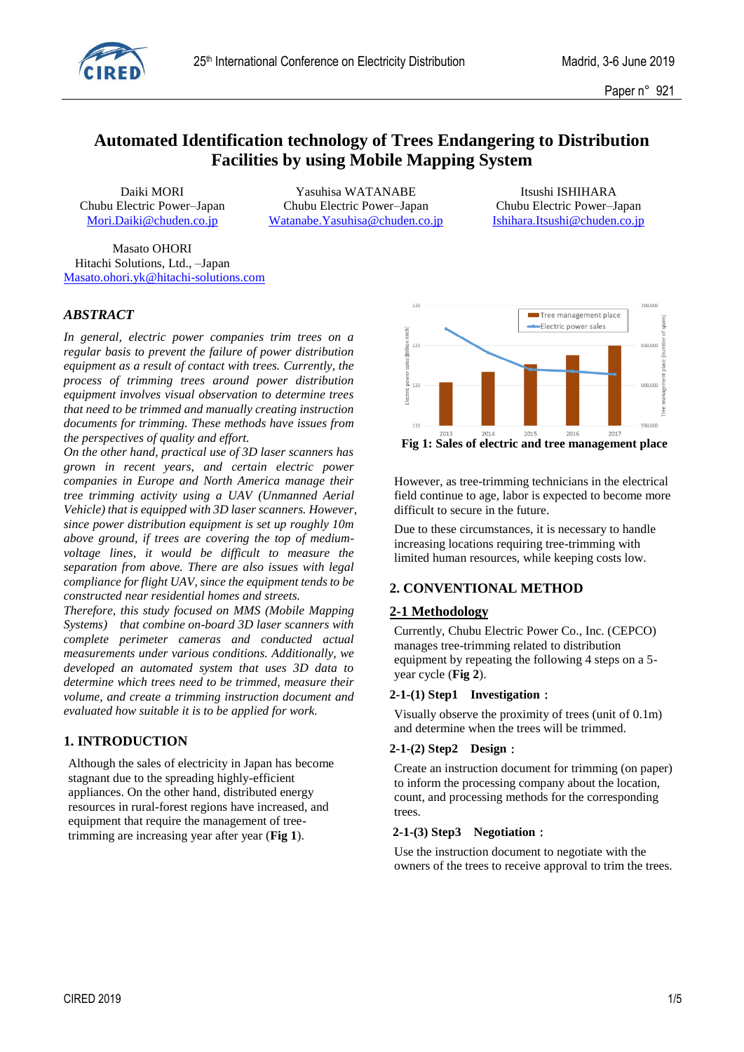# Automated Identification technology of Trees Endangering to Distribution Facilities by using Mobile Mapping System

Daiki MORI
Chubu Electric Power–Japan
Mori.Daiki@chuden.co.jp

Yasuhisa WATANABE
Chubu Electric Power–Japan
Watanabe.Yasuhisa@chuden.co.jp

Itsushi ISHIHARA
Chubu Electric Power–Japan
Ishihara.Itsushi@chuden.co.jp

Masato OHORI
Hitachi Solutions, Ltd., –Japan
Masato.ohori.yk@hitachi-solutions.com

## ABSTRACT

*In general, electric power companies trim trees on a regular basis to prevent the failure of power distribution equipment as a result of contact with trees. Currently, the process of trimming trees around power distribution equipment involves visual observation to determine trees that need to be trimmed and manually creating instruction documents for trimming. These methods have issues from the perspectives of quality and effort.*

*On the other hand, practical use of 3D laser scanners has grown in recent years, and certain electric power companies in Europe and North America manage their tree trimming activity using a UAV (Unmanned Aerial Vehicle) that is equipped with 3D laser scanners. However, since power distribution equipment is set up roughly 10m above ground, if trees are covering the top of medium-voltage lines, it would be difficult to measure the separation from above. There are also issues with legal compliance for flight UAV, since the equipment tends to be constructed near residential homes and streets.*

*Therefore, this study focused on MMS (Mobile Mapping Systems) that combine on-board 3D laser scanners with complete perimeter cameras and conducted actual measurements under various conditions. Additionally, we developed an automated system that uses 3D data to determine which trees need to be trimmed, measure their volume, and create a trimming instruction document and evaluated how suitable it is to be applied for work.*

## 1. INTRODUCTION

Although the sales of electricity in Japan has become stagnant due to the spreading highly-efficient appliances. On the other hand, distributed energy resources in rural-forest regions have increased, and equipment that require the management of tree-trimming are increasing year after year (**Fig 1**).

**Fig 1: Sales of electric and tree management place**

However, as tree-trimming technicians in the electrical field continue to age, labor is expected to become more difficult to secure in the future.

Due to these circumstances, it is necessary to handle increasing locations requiring tree-trimming with limited human resources, while keeping costs low.

## 2. CONVENTIONAL METHOD

### 2-1 Methodology

Currently, Chubu Electric Power Co., Inc. (CEPCO) manages tree-trimming related to distribution equipment by repeating the following 4 steps on a 5-year cycle (**Fig 2**).

**2-1-(1) Step1 Investigation：**

Visually observe the proximity of trees (unit of 0.1m) and determine when the trees will be trimmed.

**2-1-(2) Step2 Design：**

Create an instruction document for trimming (on paper) to inform the processing company about the location, count, and processing methods for the corresponding trees.

**2-1-(3) Step3 Negotiation：**

Use the instruction document to negotiate with the owners of the trees to receive approval to trim the trees.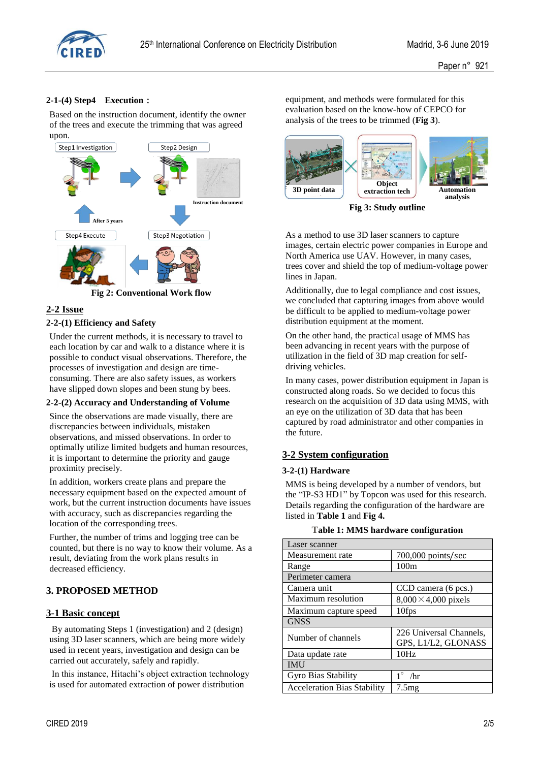#### 2-1-(4) Step4 Execution：

Based on the instruction document, identify the owner of the trees and execute the trimming that was agreed upon.

Fig 2: Conventional Work flow

## 2-2 Issue

### 2-2-(1) Efficiency and Safety

Under the current methods, it is necessary to travel to each location by car and walk to a distance where it is possible to conduct visual observations. Therefore, the processes of investigation and design are time-consuming. There are also safety issues, as workers have slipped down slopes and been stung by bees.

### 2-2-(2) Accuracy and Understanding of Volume

Since the observations are made visually, there are discrepancies between individuals, mistaken observations, and missed observations. In order to optimally utilize limited budgets and human resources, it is important to determine the priority and gauge proximity precisely.

In addition, workers create plans and prepare the necessary equipment based on the expected amount of work, but the current instruction documents have issues with accuracy, such as discrepancies regarding the location of the corresponding trees.

Further, the number of trims and logging tree can be counted, but there is no way to know their volume. As a result, deviating from the work plans results in decreased efficiency.

# 3. PROPOSED METHOD

## 3-1 Basic concept

By automating Steps 1 (investigation) and 2 (design) using 3D laser scanners, which are being more widely used in recent years, investigation and design can be carried out accurately, safely and rapidly.

In this instance, Hitachi's object extraction technology is used for automated extraction of power distribution equipment, and methods were formulated for this evaluation based on the know-how of CEPCO for analysis of the trees to be trimmed (**Fig 3**).

Fig 3: Study outline

As a method to use 3D laser scanners to capture images, certain electric power companies in Europe and North America use UAV. However, in many cases, trees cover and shield the top of medium-voltage power lines in Japan.

Additionally, due to legal compliance and cost issues, we concluded that capturing images from above would be difficult to be applied to medium-voltage power distribution equipment at the moment.

On the other hand, the practical usage of MMS has been advancing in recent years with the purpose of utilization in the field of 3D map creation for self-driving vehicles.

In many cases, power distribution equipment in Japan is constructed along roads. So we decided to focus this research on the acquisition of 3D data using MMS, with an eye on the utilization of 3D data that has been captured by road administrator and other companies in the future.

## 3-2 System configuration

### 3-2-(1) Hardware

MMS is being developed by a number of vendors, but the "IP-S3 HD1" by Topcon was used for this research. Details regarding the configuration of the hardware are listed in **Table 1** and **Fig 4.**

**Table 1: MMS hardware configuration**

| Laser scanner | |
|---|---|
| Measurement rate | 700,000 points/sec |
| Range | 100m |
| **Perimeter camera** | |
| Camera unit | CCD camera (6 pcs.) |
| Maximum resolution | 8,000×4,000 pixels |
| Maximum capture speed | 10fps |
| **GNSS** | |
| Number of channels | 226 Universal Channels, GPS, L1/L2, GLONASS |
| Data update rate | 10Hz |
| **IMU** | |
| Gyro Bias Stability | 1° /hr |
| Acceleration Bias Stability | 7.5mg |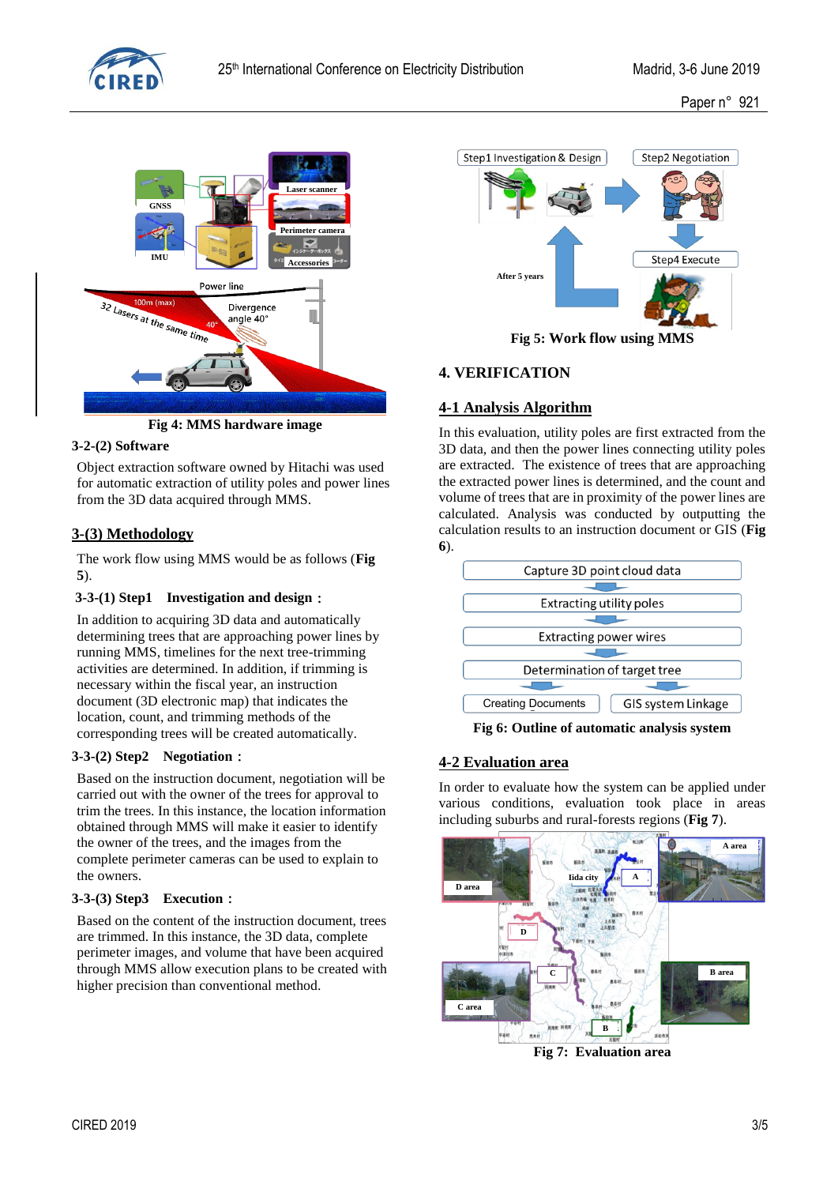Fig 4: MMS hardware image

### 3-2-(2) Software

Object extraction software owned by Hitachi was used for automatic extraction of utility poles and power lines from the 3D data acquired through MMS.

## 3-(3) Methodology

The work flow using MMS would be as follows (**Fig 5**).

### 3-3-(1) Step1 Investigation and design：

In addition to acquiring 3D data and automatically determining trees that are approaching power lines by running MMS, timelines for the next tree-trimming activities are determined. In addition, if trimming is necessary within the fiscal year, an instruction document (3D electronic map) that indicates the location, count, and trimming methods of the corresponding trees will be created automatically.

### 3-3-(2) Step2 Negotiation：

Based on the instruction document, negotiation will be carried out with the owner of the trees for approval to trim the trees. In this instance, the location information obtained through MMS will make it easier to identify the owner of the trees, and the images from the complete perimeter cameras can be used to explain to the owners.

### 3-3-(3) Step3 Execution：

Based on the content of the instruction document, trees are trimmed. In this instance, the 3D data, complete perimeter images, and volume that have been acquired through MMS allow execution plans to be created with higher precision than conventional method.

Fig 5: Work flow using MMS

# 4. VERIFICATION

## 4-1 Analysis Algorithm

In this evaluation, utility poles are first extracted from the 3D data, and then the power lines connecting utility poles are extracted. The existence of trees that are approaching the extracted power lines is determined, and the count and volume of trees that are in proximity of the power lines are calculated. Analysis was conducted by outputting the calculation results to an instruction document or GIS (**Fig 6**).

Fig 6: Outline of automatic analysis system

## 4-2 Evaluation area

In order to evaluate how the system can be applied under various conditions, evaluation took place in areas including suburbs and rural-forests regions (**Fig 7**).

Fig 7: Evaluation area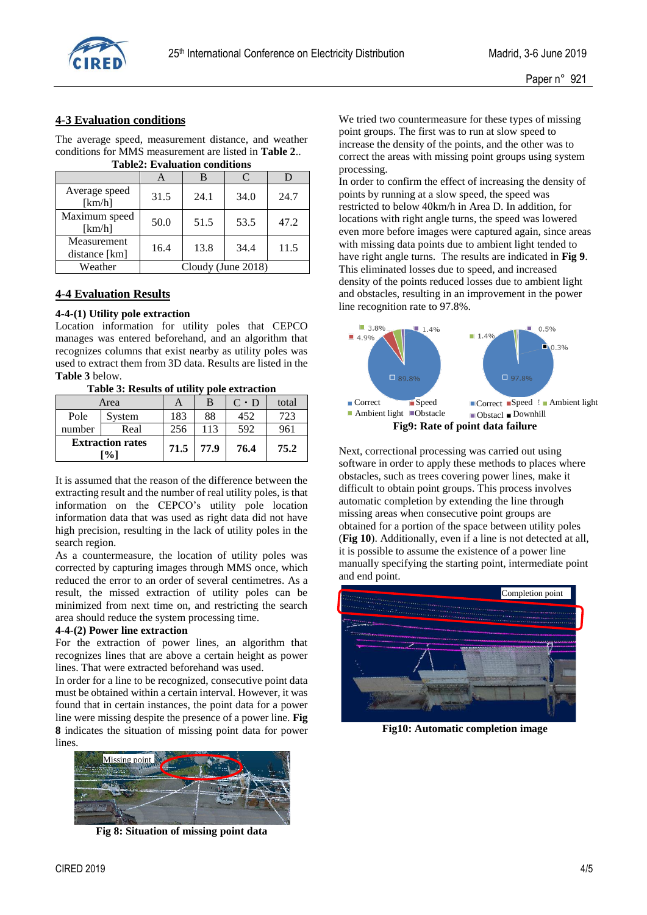## 4-3 Evaluation conditions

The average speed, measurement distance, and weather conditions for MMS measurement are listed in **Table 2**..

**Table2: Evaluation conditions**

| | A | B | C | D |
|---|---|---|---|---|
| Average speed [km/h] | 31.5 | 24.1 | 34.0 | 24.7 |
| Maximum speed [km/h] | 50.0 | 51.5 | 53.5 | 47.2 |
| Measurement distance [km] | 16.4 | 13.8 | 34.4 | 11.5 |
| Weather | Cloudy (June 2018) | | | |

## 4-4 Evaluation Results

### 4-4-(1) Utility pole extraction

Location information for utility poles that CEPCO manages was entered beforehand, and an algorithm that recognizes columns that exist nearby as utility poles was used to extract them from 3D data. Results are listed in the **Table 3** below.

**Table 3: Results of utility pole extraction**

| Area | | A | B | C・D | total |
|---|---|---|---|---|---|
| Pole number | System | 183 | 88 | 452 | 723 |
| | Real | 256 | 113 | 592 | 961 |
| **Extraction rates [%]** | | **71.5** | **77.9** | **76.4** | **75.2** |

It is assumed that the reason of the difference between the extracting result and the number of real utility poles, is that information on the CEPCO's utility pole location information data that was used as right data did not have high precision, resulting in the lack of utility poles in the search region.

As a countermeasure, the location of utility poles was corrected by capturing images through MMS once, which reduced the error to an order of several centimetres. As a result, the missed extraction of utility poles can be minimized from next time on, and restricting the search area should reduce the system processing time.

### 4-4-(2) Power line extraction

For the extraction of power lines, an algorithm that recognizes lines that are above a certain height as power lines. That were extracted beforehand was used.

In order for a line to be recognized, consecutive point data must be obtained within a certain interval. However, it was found that in certain instances, the point data for a power line were missing despite the presence of a power line. **Fig 8** indicates the situation of missing point data for power lines.

**Fig 8: Situation of missing point data**

We tried two countermeasure for these types of missing point groups. The first was to run at slow speed to increase the density of the points, and the other was to correct the areas with missing point groups using system processing.

In order to confirm the effect of increasing the density of points by running at a slow speed, the speed was restricted to below 40km/h in Area D. In addition, for locations with right angle turns, the speed was lowered even more before images were captured again, since areas with missing data points due to ambient light tended to have right angle turns. The results are indicated in **Fig 9**. This eliminated losses due to speed, and increased density of the points reduced losses due to ambient light and obstacles, resulting in an improvement in the power line recognition rate to 97.8%.

**Fig9: Rate of point data failure**

Next, correctional processing was carried out using software in order to apply these methods to places where obstacles, such as trees covering power lines, make it difficult to obtain point groups. This process involves automatic completion by extending the line through missing areas when consecutive point groups are obtained for a portion of the space between utility poles (**Fig 10**). Additionally, even if a line is not detected at all, it is possible to assume the existence of a power line manually specifying the starting point, intermediate point and end point.

**Fig10: Automatic completion image**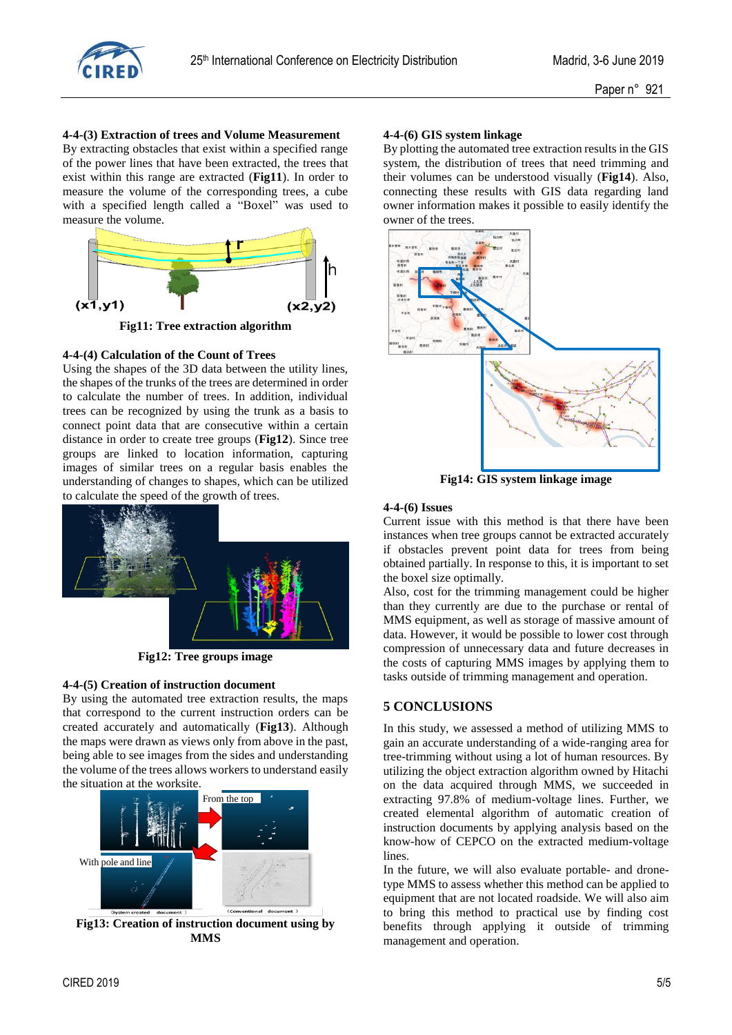#### 4-4-(3) Extraction of trees and Volume Measurement

By extracting obstacles that exist within a specified range of the power lines that have been extracted, the trees that exist within this range are extracted (**Fig11**). In order to measure the volume of the corresponding trees, a cube with a specified length called a "Boxel" was used to measure the volume.

r
h
(x1,y1)
(x2,y2)

**Fig11: Tree extraction algorithm**

#### 4-4-(4) Calculation of the Count of Trees

Using the shapes of the 3D data between the utility lines, the shapes of the trunks of the trees are determined in order to calculate the number of trees. In addition, individual trees can be recognized by using the trunk as a basis to connect point data that are consecutive within a certain distance in order to create tree groups (**Fig12**). Since tree groups are linked to location information, capturing images of similar trees on a regular basis enables the understanding of changes to shapes, which can be utilized to calculate the speed of the growth of trees.

**Fig12: Tree groups image**

#### 4-4-(5) Creation of instruction document

By using the automated tree extraction results, the maps that correspond to the current instruction orders can be created accurately and automatically (**Fig13**). Although the maps were drawn as views only from above in the past, being able to see images from the sides and understanding the volume of the trees allows workers to understand easily the situation at the worksite.

From the top
With pole and line
(System created document)
(Conventional document)

**Fig13: Creation of instruction document using by MMS**

#### 4-4-(6) GIS system linkage

By plotting the automated tree extraction results in the GIS system, the distribution of trees that need trimming and their volumes can be understood visually (**Fig14**). Also, connecting these results with GIS data regarding land owner information makes it possible to easily identify the owner of the trees.

**Fig14: GIS system linkage image**

#### 4-4-(6) Issues

Current issue with this method is that there have been instances when tree groups cannot be extracted accurately if obstacles prevent point data for trees from being obtained partially. In response to this, it is important to set the boxel size optimally.

Also, cost for the trimming management could be higher than they currently are due to the purchase or rental of MMS equipment, as well as storage of massive amount of data. However, it would be possible to lower cost through compression of unnecessary data and future decreases in the costs of capturing MMS images by applying them to tasks outside of trimming management and operation.

## 5 CONCLUSIONS

In this study, we assessed a method of utilizing MMS to gain an accurate understanding of a wide-ranging area for tree-trimming without using a lot of human resources. By utilizing the object extraction algorithm owned by Hitachi on the data acquired through MMS, we succeeded in extracting 97.8% of medium-voltage lines. Further, we created elemental algorithm of automatic creation of instruction documents by applying analysis based on the know-how of CEPCO on the extracted medium-voltage lines.

In the future, we will also evaluate portable- and drone-type MMS to assess whether this method can be applied to equipment that are not located roadside. We will also aim to bring this method to practical use by finding cost benefits through applying it outside of trimming management and operation.